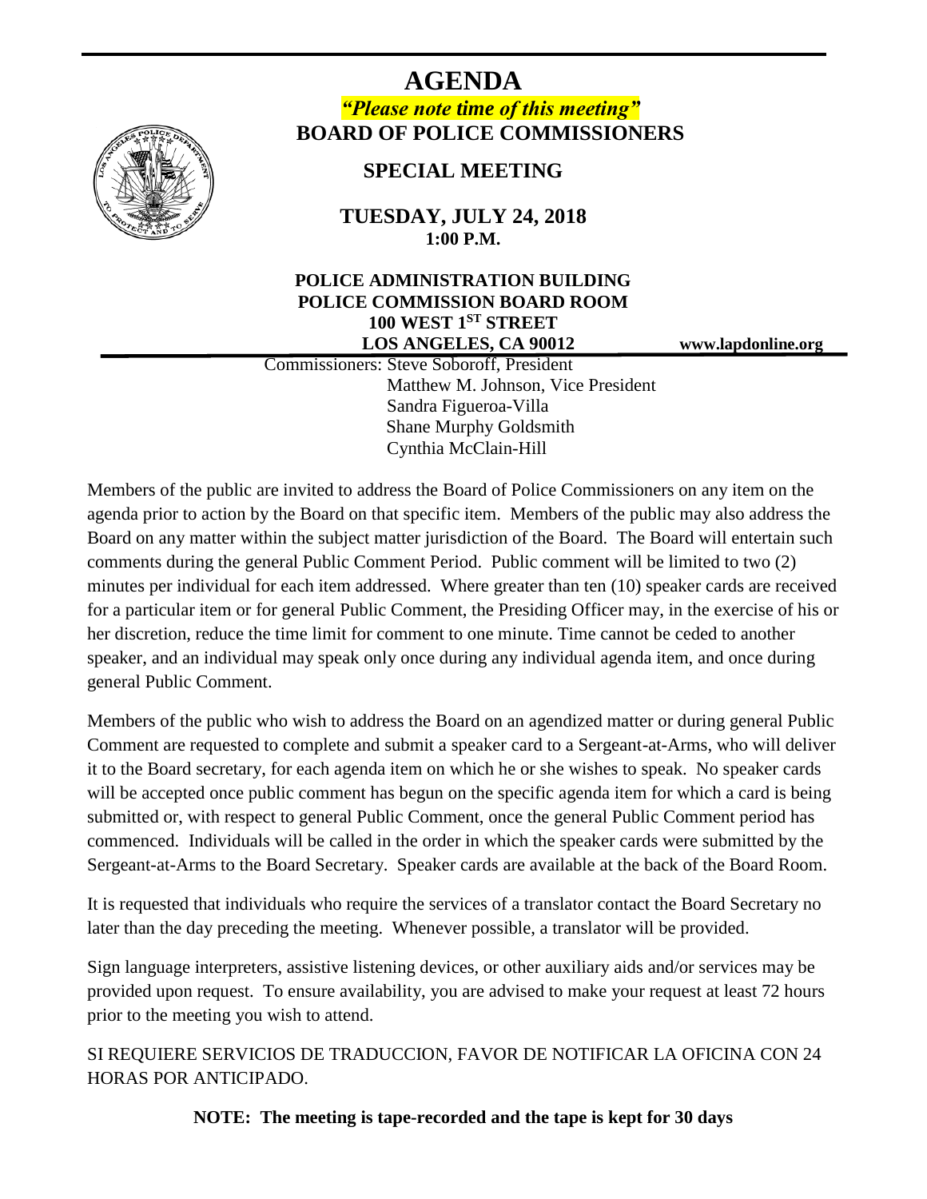# AGENDA

***"Please note time of this meeting"***

**BOARD OF POLICE COMMISSIONERS**

## SPECIAL MEETING

**TUESDAY, JULY 24, 2018**
**1:00 P.M.**

**POLICE ADMINISTRATION BUILDING**
**POLICE COMMISSION BOARD ROOM**
**100 WEST 1ST STREET**
**LOS ANGELES, CA 90012**

**www.lapdonline.org**

Commissioners: Steve Soboroff, President
Matthew M. Johnson, Vice President
Sandra Figueroa-Villa
Shane Murphy Goldsmith
Cynthia McClain-Hill

Members of the public are invited to address the Board of Police Commissioners on any item on the agenda prior to action by the Board on that specific item. Members of the public may also address the Board on any matter within the subject matter jurisdiction of the Board. The Board will entertain such comments during the general Public Comment Period. Public comment will be limited to two (2) minutes per individual for each item addressed. Where greater than ten (10) speaker cards are received for a particular item or for general Public Comment, the Presiding Officer may, in the exercise of his or her discretion, reduce the time limit for comment to one minute. Time cannot be ceded to another speaker, and an individual may speak only once during any individual agenda item, and once during general Public Comment.

Members of the public who wish to address the Board on an agendized matter or during general Public Comment are requested to complete and submit a speaker card to a Sergeant-at-Arms, who will deliver it to the Board secretary, for each agenda item on which he or she wishes to speak. No speaker cards will be accepted once public comment has begun on the specific agenda item for which a card is being submitted or, with respect to general Public Comment, once the general Public Comment period has commenced. Individuals will be called in the order in which the speaker cards were submitted by the Sergeant-at-Arms to the Board Secretary. Speaker cards are available at the back of the Board Room.

It is requested that individuals who require the services of a translator contact the Board Secretary no later than the day preceding the meeting. Whenever possible, a translator will be provided.

Sign language interpreters, assistive listening devices, or other auxiliary aids and/or services may be provided upon request. To ensure availability, you are advised to make your request at least 72 hours prior to the meeting you wish to attend.

SI REQUIERE SERVICIOS DE TRADUCCION, FAVOR DE NOTIFICAR LA OFICINA CON 24 HORAS POR ANTICIPADO.

**NOTE: The meeting is tape-recorded and the tape is kept for 30 days**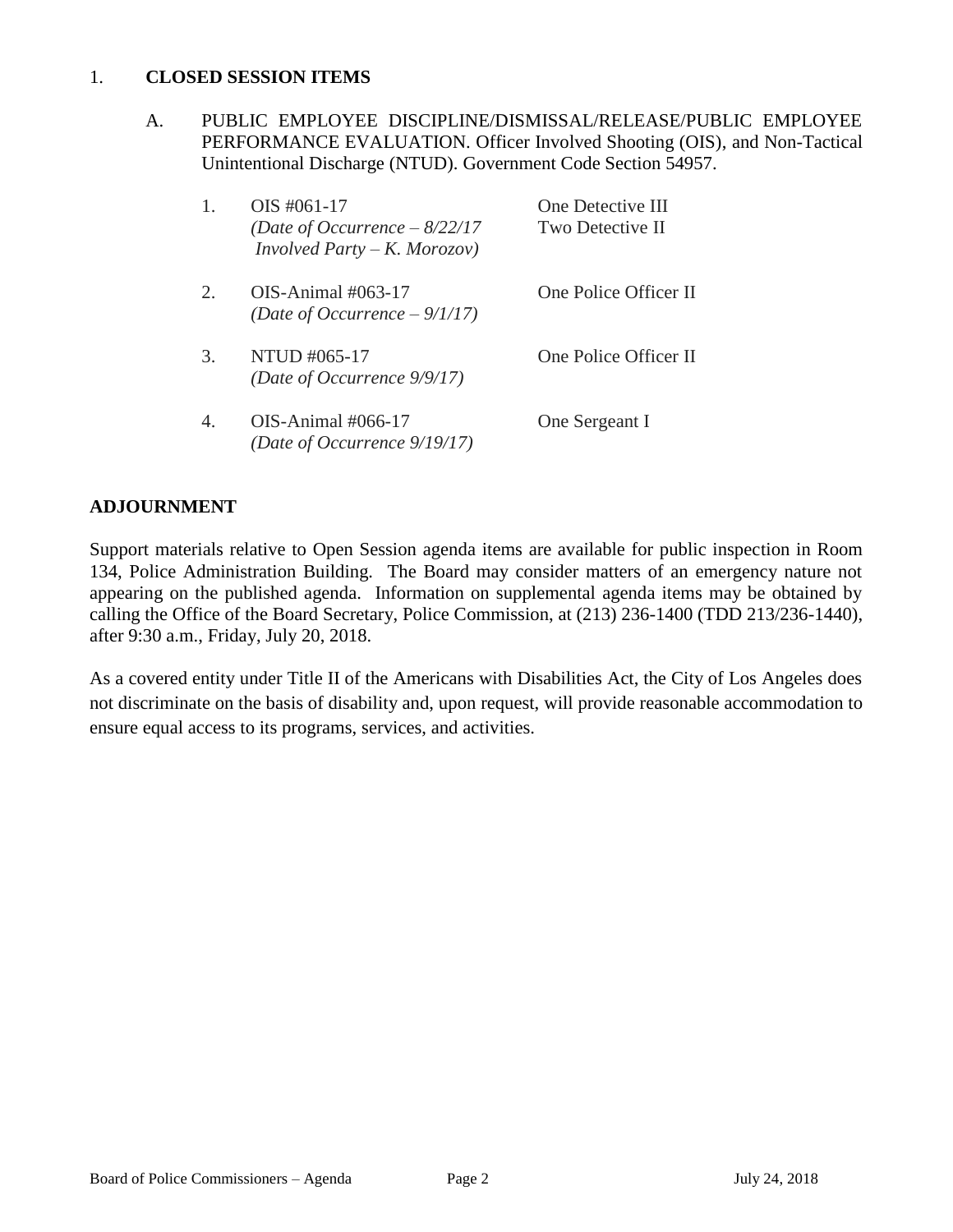1. **CLOSED SESSION ITEMS**

   A. PUBLIC EMPLOYEE DISCIPLINE/DISMISSAL/RELEASE/PUBLIC EMPLOYEE PERFORMANCE EVALUATION. Officer Involved Shooting (OIS), and Non-Tactical Unintentional Discharge (NTUD). Government Code Section 54957.

| | | |
|---|---|---|
| 1. | OIS #061-17<br>*(Date of Occurrence – 8/22/17<br>Involved Party – K. Morozov)* | One Detective III<br>Two Detective II |
| 2. | OIS-Animal #063-17<br>*(Date of Occurrence – 9/1/17)* | One Police Officer II |
| 3. | NTUD #065-17<br>*(Date of Occurrence 9/9/17)* | One Police Officer II |
| 4. | OIS-Animal #066-17<br>*(Date of Occurrence 9/19/17)* | One Sergeant I |

**ADJOURNMENT**

Support materials relative to Open Session agenda items are available for public inspection in Room 134, Police Administration Building. The Board may consider matters of an emergency nature not appearing on the published agenda. Information on supplemental agenda items may be obtained by calling the Office of the Board Secretary, Police Commission, at (213) 236-1400 (TDD 213/236-1440), after 9:30 a.m., Friday, July 20, 2018.

As a covered entity under Title II of the Americans with Disabilities Act, the City of Los Angeles does not discriminate on the basis of disability and, upon request, will provide reasonable accommodation to ensure equal access to its programs, services, and activities.